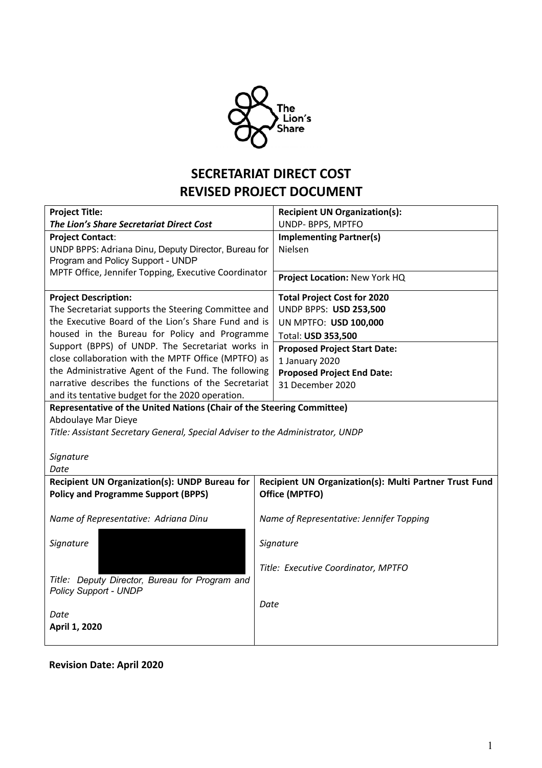The Lion's Share

# SECRETARIAT DIRECT COST
# REVISED PROJECT DOCUMENT

| **Project Title:**<br>***The Lion's Share Secretariat Direct Cost*** | **Recipient UN Organization(s):**<br>UNDP- BPPS, MPTFO |
|---|---|
| **Project Contact:**<br>UNDP BPPS: Adriana Dinu, Deputy Director, Bureau for Program and Policy Support - UNDP<br>MPTF Office, Jennifer Topping, Executive Coordinator | **Implementing Partner(s)**<br>Nielsen<br><br>**Project Location:** New York HQ |
| **Project Description:**<br>The Secretariat supports the Steering Committee and the Executive Board of the Lion's Share Fund and is housed in the Bureau for Policy and Programme Support (BPPS) of UNDP. The Secretariat works in close collaboration with the MPTF Office (MPTFO) as the Administrative Agent of the Fund. The following narrative describes the functions of the Secretariat and its tentative budget for the 2020 operation. | **Total Project Cost for 2020**<br>UNDP BPPS: **USD 253,500**<br>UN MPTFO: **USD 100,000**<br>Total: **USD 353,500**<br><br>**Proposed Project Start Date:**<br>1 January 2020<br>**Proposed Project End Date:**<br>31 December 2020 |
| **Representative of the United Nations (Chair of the Steering Committee)**<br>Abdoulaye Mar Dieye<br>*Title: Assistant Secretary General, Special Adviser to the Administrator, UNDP*<br><br>*Signature*<br>*Date* | |
| **Recipient UN Organization(s): UNDP Bureau for Policy and Programme Support (BPPS)**<br><br>*Name of Representative: Adriana Dinu*<br><br>*Signature*<br><br>*Title: Deputy Director, Bureau for Program and Policy Support - UNDP*<br><br>*Date*<br>**April 1, 2020** | **Recipient UN Organization(s): Multi Partner Trust Fund Office (MPTFO)**<br><br>*Name of Representative: Jennifer Topping*<br><br>*Signature*<br><br>*Title: Executive Coordinator, MPTFO*<br><br>*Date* |

**Revision Date: April 2020**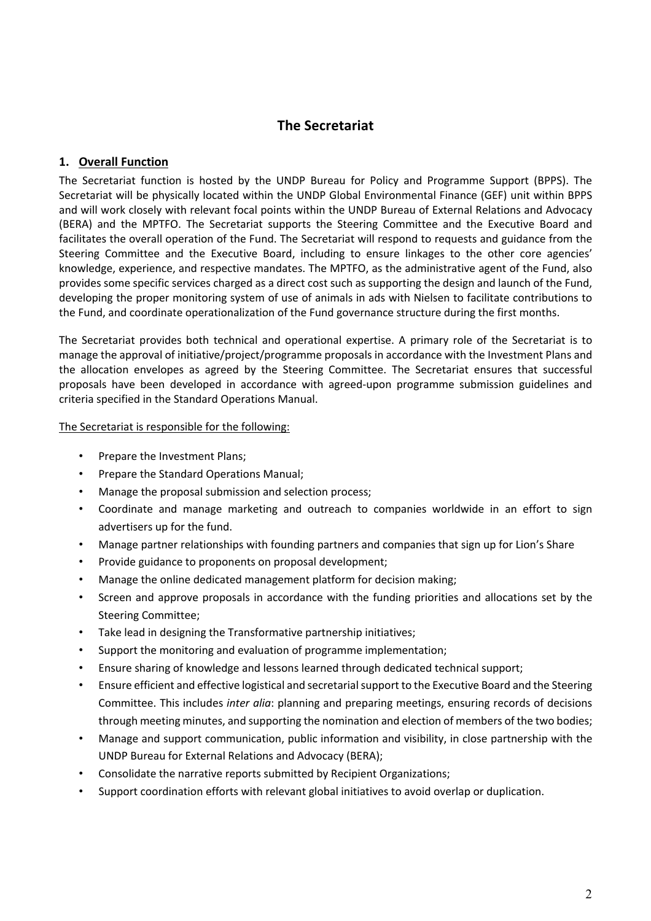## The Secretariat

### 1. Overall Function

The Secretariat function is hosted by the UNDP Bureau for Policy and Programme Support (BPPS). The Secretariat will be physically located within the UNDP Global Environmental Finance (GEF) unit within BPPS and will work closely with relevant focal points within the UNDP Bureau of External Relations and Advocacy (BERA) and the MPTFO. The Secretariat supports the Steering Committee and the Executive Board and facilitates the overall operation of the Fund. The Secretariat will respond to requests and guidance from the Steering Committee and the Executive Board, including to ensure linkages to the other core agencies' knowledge, experience, and respective mandates. The MPTFO, as the administrative agent of the Fund, also provides some specific services charged as a direct cost such as supporting the design and launch of the Fund, developing the proper monitoring system of use of animals in ads with Nielsen to facilitate contributions to the Fund, and coordinate operationalization of the Fund governance structure during the first months.

The Secretariat provides both technical and operational expertise. A primary role of the Secretariat is to manage the approval of initiative/project/programme proposals in accordance with the Investment Plans and the allocation envelopes as agreed by the Steering Committee. The Secretariat ensures that successful proposals have been developed in accordance with agreed-upon programme submission guidelines and criteria specified in the Standard Operations Manual.

<u>The Secretariat is responsible for the following:</u>

- Prepare the Investment Plans;
- Prepare the Standard Operations Manual;
- Manage the proposal submission and selection process;
- Coordinate and manage marketing and outreach to companies worldwide in an effort to sign advertisers up for the fund.
- Manage partner relationships with founding partners and companies that sign up for Lion's Share
- Provide guidance to proponents on proposal development;
- Manage the online dedicated management platform for decision making;
- Screen and approve proposals in accordance with the funding priorities and allocations set by the Steering Committee;
- Take lead in designing the Transformative partnership initiatives;
- Support the monitoring and evaluation of programme implementation;
- Ensure sharing of knowledge and lessons learned through dedicated technical support;
- Ensure efficient and effective logistical and secretarial support to the Executive Board and the Steering Committee. This includes *inter alia*: planning and preparing meetings, ensuring records of decisions through meeting minutes, and supporting the nomination and election of members of the two bodies;
- Manage and support communication, public information and visibility, in close partnership with the UNDP Bureau for External Relations and Advocacy (BERA);
- Consolidate the narrative reports submitted by Recipient Organizations;
- Support coordination efforts with relevant global initiatives to avoid overlap or duplication.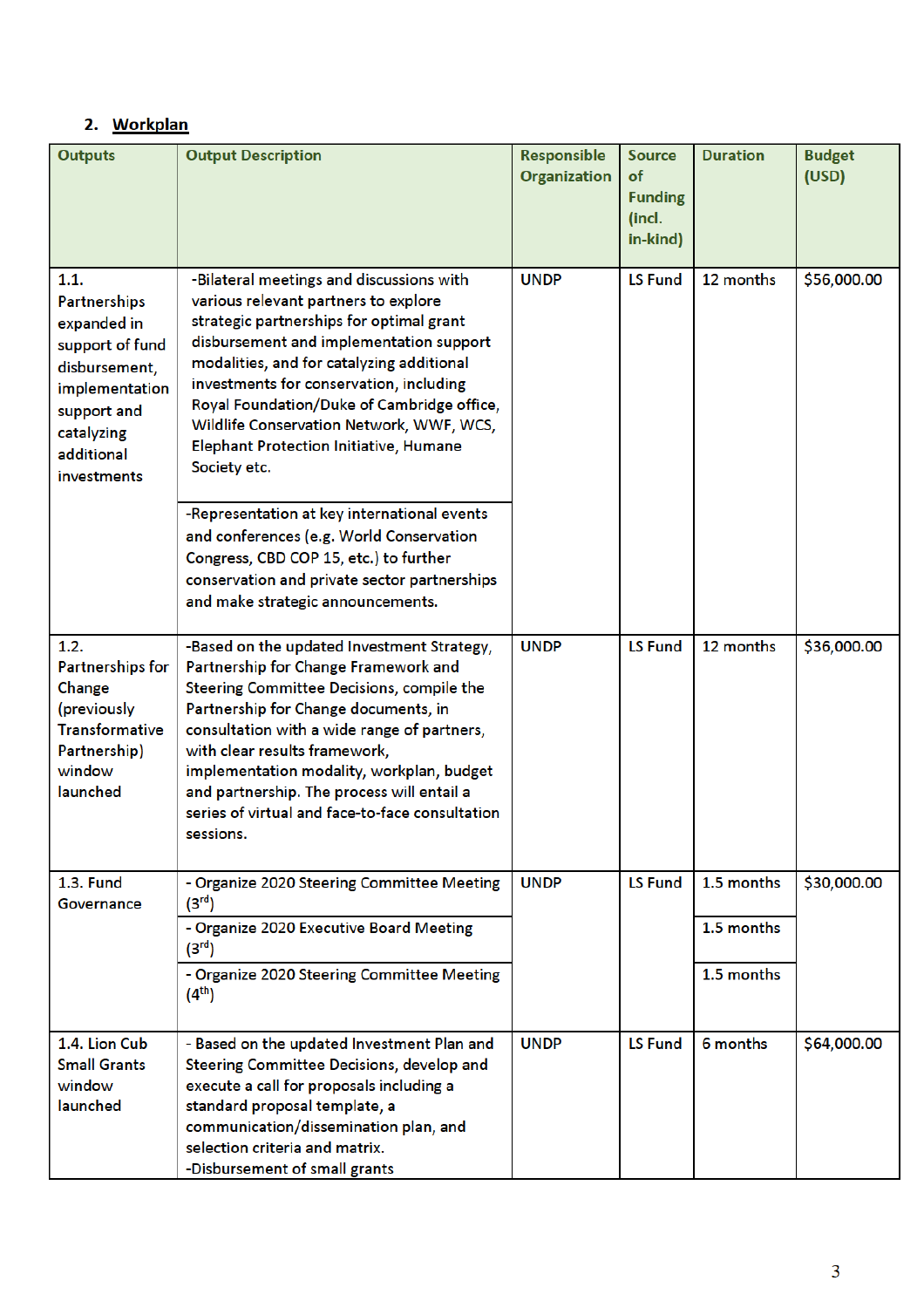## 2. Workplan

| Outputs | Output Description | Responsible Organization | Source of Funding (incl. in-kind) | Duration | Budget (USD) |
|---|---|---|---|---|---|
| 1.1. Partnerships expanded in support of fund disbursement, implementation support and catalyzing additional investments | -Bilateral meetings and discussions with various relevant partners to explore strategic partnerships for optimal grant disbursement and implementation support modalities, and for catalyzing additional investments for conservation, including Royal Foundation/Duke of Cambridge office, Wildlife Conservation Network, WWF, WCS, Elephant Protection Initiative, Humane Society etc. | UNDP | LS Fund | 12 months | $56,000.00 |
| | -Representation at key international events and conferences (e.g. World Conservation Congress, CBD COP 15, etc.) to further conservation and private sector partnerships and make strategic announcements. | | | | |
| 1.2. Partnerships for Change (previously Transformative Partnership) window launched | -Based on the updated Investment Strategy, Partnership for Change Framework and Steering Committee Decisions, compile the Partnership for Change documents, in consultation with a wide range of partners, with clear results framework, implementation modality, workplan, budget and partnership. The process will entail a series of virtual and face-to-face consultation sessions. | UNDP | LS Fund | 12 months | $36,000.00 |
| 1.3. Fund Governance | - Organize 2020 Steering Committee Meeting (3rd) | UNDP | LS Fund | 1.5 months | $30,000.00 |
| | - Organize 2020 Executive Board Meeting (3rd) | | | 1.5 months | |
| | - Organize 2020 Steering Committee Meeting (4th) | | | 1.5 months | |
| 1.4. Lion Cub Small Grants window launched | - Based on the updated Investment Plan and Steering Committee Decisions, develop and execute a call for proposals including a standard proposal template, a communication/dissemination plan, and selection criteria and matrix.<br>-Disbursement of small grants | UNDP | LS Fund | 6 months | $64,000.00 |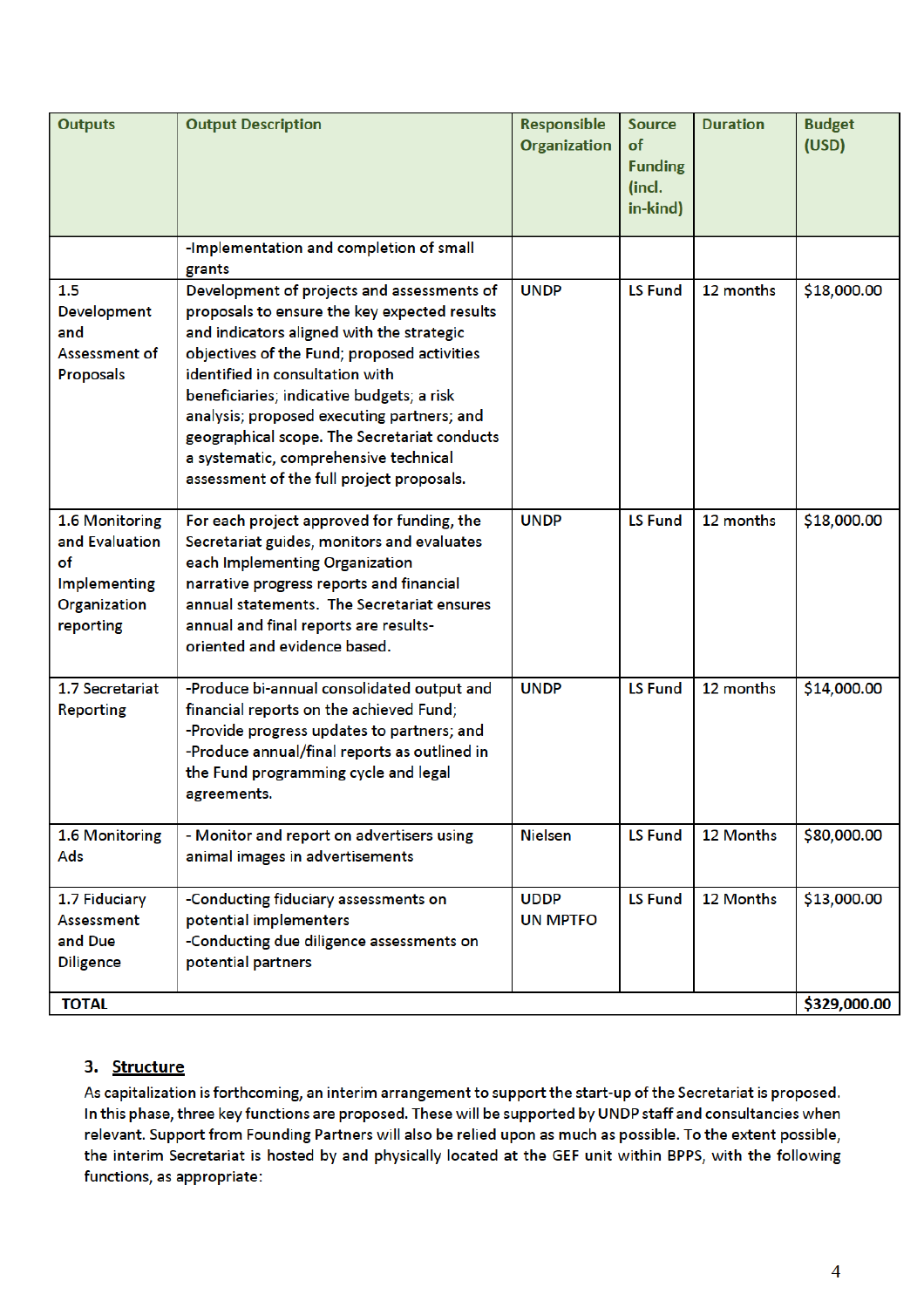| Outputs | Output Description | Responsible Organization | Source of Funding (incl. in-kind) | Duration | Budget (USD) |
|---|---|---|---|---|---|
| | -Implementation and completion of small grants | | | | |
| 1.5 Development and Assessment of Proposals | Development of projects and assessments of proposals to ensure the key expected results and indicators aligned with the strategic objectives of the Fund; proposed activities identified in consultation with beneficiaries; indicative budgets; a risk analysis; proposed executing partners; and geographical scope. The Secretariat conducts a systematic, comprehensive technical assessment of the full project proposals. | UNDP | LS Fund | 12 months | $18,000.00 |
| 1.6 Monitoring and Evaluation of Implementing Organization reporting | For each project approved for funding, the Secretariat guides, monitors and evaluates each Implementing Organization narrative progress reports and financial annual statements. The Secretariat ensures annual and final reports are results-oriented and evidence based. | UNDP | LS Fund | 12 months | $18,000.00 |
| 1.7 Secretariat Reporting | -Produce bi-annual consolidated output and financial reports on the achieved Fund;<br>-Provide progress updates to partners; and<br>-Produce annual/final reports as outlined in the Fund programming cycle and legal agreements. | UNDP | LS Fund | 12 months | $14,000.00 |
| 1.6 Monitoring Ads | - Monitor and report on advertisers using animal images in advertisements | Nielsen | LS Fund | 12 Months | $80,000.00 |
| 1.7 Fiduciary Assessment and Due Diligence | -Conducting fiduciary assessments on potential implementers<br>-Conducting due diligence assessments on potential partners | UDDP<br>UN MPTFO | LS Fund | 12 Months | $13,000.00 |
| **TOTAL** | | | | | **$329,000.00** |

## 3. Structure

As capitalization is forthcoming, an interim arrangement to support the start-up of the Secretariat is proposed. In this phase, three key functions are proposed. These will be supported by UNDP staff and consultancies when relevant. Support from Founding Partners will also be relied upon as much as possible. To the extent possible, the interim Secretariat is hosted by and physically located at the GEF unit within BPPS, with the following functions, as appropriate: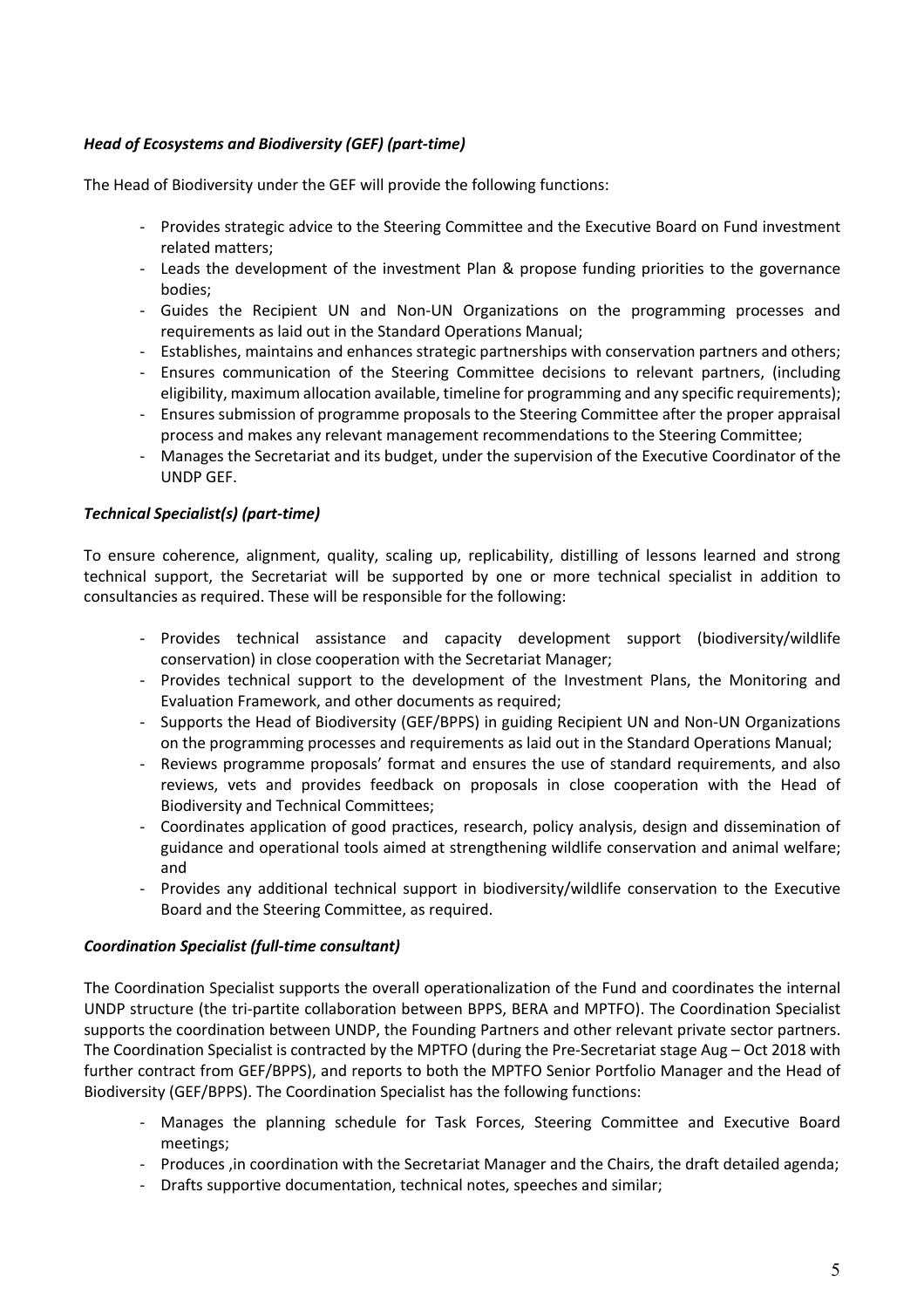***Head of Ecosystems and Biodiversity (GEF) (part-time)***

The Head of Biodiversity under the GEF will provide the following functions:

- Provides strategic advice to the Steering Committee and the Executive Board on Fund investment related matters;
- Leads the development of the investment Plan & propose funding priorities to the governance bodies;
- Guides the Recipient UN and Non-UN Organizations on the programming processes and requirements as laid out in the Standard Operations Manual;
- Establishes, maintains and enhances strategic partnerships with conservation partners and others;
- Ensures communication of the Steering Committee decisions to relevant partners, (including eligibility, maximum allocation available, timeline for programming and any specific requirements);
- Ensures submission of programme proposals to the Steering Committee after the proper appraisal process and makes any relevant management recommendations to the Steering Committee;
- Manages the Secretariat and its budget, under the supervision of the Executive Coordinator of the UNDP GEF.

***Technical Specialist(s) (part-time)***

To ensure coherence, alignment, quality, scaling up, replicability, distilling of lessons learned and strong technical support, the Secretariat will be supported by one or more technical specialist in addition to consultancies as required. These will be responsible for the following:

- Provides technical assistance and capacity development support (biodiversity/wildlife conservation) in close cooperation with the Secretariat Manager;
- Provides technical support to the development of the Investment Plans, the Monitoring and Evaluation Framework, and other documents as required;
- Supports the Head of Biodiversity (GEF/BPPS) in guiding Recipient UN and Non-UN Organizations on the programming processes and requirements as laid out in the Standard Operations Manual;
- Reviews programme proposals' format and ensures the use of standard requirements, and also reviews, vets and provides feedback on proposals in close cooperation with the Head of Biodiversity and Technical Committees;
- Coordinates application of good practices, research, policy analysis, design and dissemination of guidance and operational tools aimed at strengthening wildlife conservation and animal welfare; and
- Provides any additional technical support in biodiversity/wildlife conservation to the Executive Board and the Steering Committee, as required.

***Coordination Specialist (full-time consultant)***

The Coordination Specialist supports the overall operationalization of the Fund and coordinates the internal UNDP structure (the tri-partite collaboration between BPPS, BERA and MPTFO). The Coordination Specialist supports the coordination between UNDP, the Founding Partners and other relevant private sector partners. The Coordination Specialist is contracted by the MPTFO (during the Pre-Secretariat stage Aug – Oct 2018 with further contract from GEF/BPPS), and reports to both the MPTFO Senior Portfolio Manager and the Head of Biodiversity (GEF/BPPS). The Coordination Specialist has the following functions:

- Manages the planning schedule for Task Forces, Steering Committee and Executive Board meetings;
- Produces ,in coordination with the Secretariat Manager and the Chairs, the draft detailed agenda;
- Drafts supportive documentation, technical notes, speeches and similar;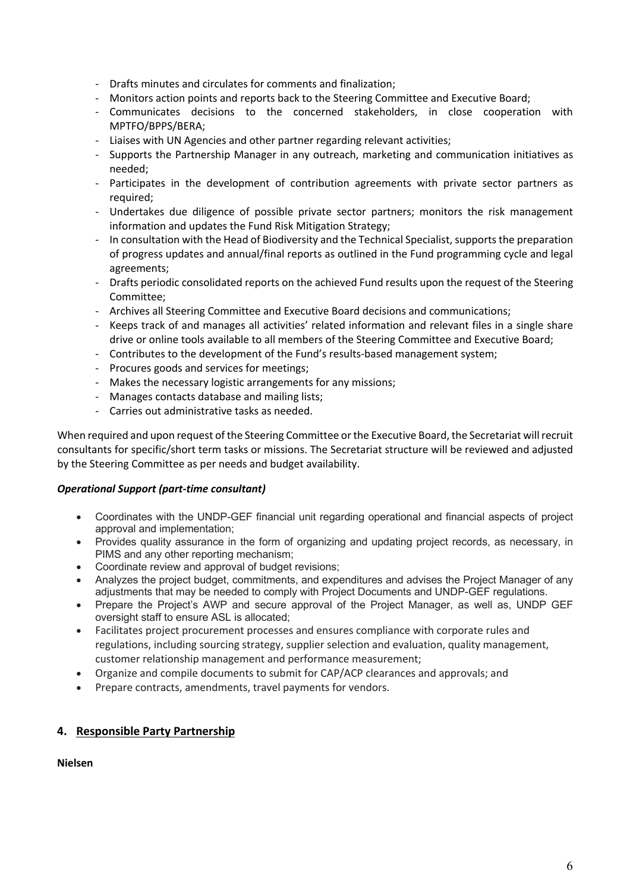- Drafts minutes and circulates for comments and finalization;
- Monitors action points and reports back to the Steering Committee and Executive Board;
- Communicates decisions to the concerned stakeholders, in close cooperation with MPTFO/BPPS/BERA;
- Liaises with UN Agencies and other partner regarding relevant activities;
- Supports the Partnership Manager in any outreach, marketing and communication initiatives as needed;
- Participates in the development of contribution agreements with private sector partners as required;
- Undertakes due diligence of possible private sector partners; monitors the risk management information and updates the Fund Risk Mitigation Strategy;
- In consultation with the Head of Biodiversity and the Technical Specialist, supports the preparation of progress updates and annual/final reports as outlined in the Fund programming cycle and legal agreements;
- Drafts periodic consolidated reports on the achieved Fund results upon the request of the Steering Committee;
- Archives all Steering Committee and Executive Board decisions and communications;
- Keeps track of and manages all activities' related information and relevant files in a single share drive or online tools available to all members of the Steering Committee and Executive Board;
- Contributes to the development of the Fund's results-based management system;
- Procures goods and services for meetings;
- Makes the necessary logistic arrangements for any missions;
- Manages contacts database and mailing lists;
- Carries out administrative tasks as needed.

When required and upon request of the Steering Committee or the Executive Board, the Secretariat will recruit consultants for specific/short term tasks or missions. The Secretariat structure will be reviewed and adjusted by the Steering Committee as per needs and budget availability.

***Operational Support (part-time consultant)***

- Coordinates with the UNDP-GEF financial unit regarding operational and financial aspects of project approval and implementation;
- Provides quality assurance in the form of organizing and updating project records, as necessary, in PIMS and any other reporting mechanism;
- Coordinate review and approval of budget revisions;
- Analyzes the project budget, commitments, and expenditures and advises the Project Manager of any adjustments that may be needed to comply with Project Documents and UNDP-GEF regulations.
- Prepare the Project's AWP and secure approval of the Project Manager, as well as, UNDP GEF oversight staff to ensure ASL is allocated;
- Facilitates project procurement processes and ensures compliance with corporate rules and regulations, including sourcing strategy, supplier selection and evaluation, quality management, customer relationship management and performance measurement;
- Organize and compile documents to submit for CAP/ACP clearances and approvals; and
- Prepare contracts, amendments, travel payments for vendors.

## 4. Responsible Party Partnership

**Nielsen**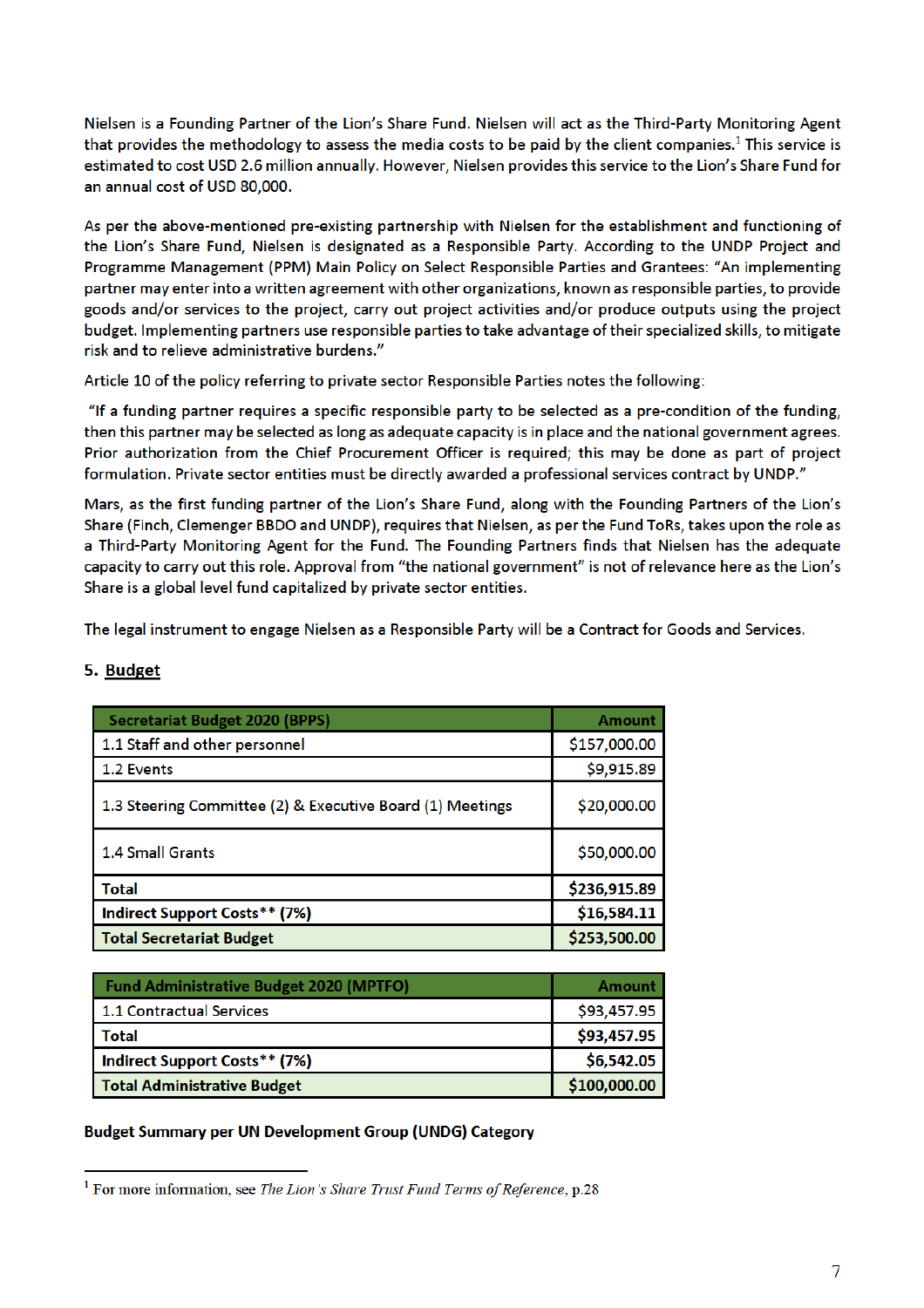Nielsen is a Founding Partner of the Lion's Share Fund. Nielsen will act as the Third-Party Monitoring Agent that provides the methodology to assess the media costs to be paid by the client companies.[1] This service is estimated to cost USD 2.6 million annually. However, Nielsen provides this service to the Lion's Share Fund for an annual cost of USD 80,000.

As per the above-mentioned pre-existing partnership with Nielsen for the establishment and functioning of the Lion's Share Fund, Nielsen is designated as a Responsible Party. According to the UNDP Project and Programme Management (PPM) Main Policy on Select Responsible Parties and Grantees: "An implementing partner may enter into a written agreement with other organizations, known as responsible parties, to provide goods and/or services to the project, carry out project activities and/or produce outputs using the project budget. Implementing partners use responsible parties to take advantage of their specialized skills, to mitigate risk and to relieve administrative burdens."

Article 10 of the policy referring to private sector Responsible Parties notes the following:

"If a funding partner requires a specific responsible party to be selected as a pre-condition of the funding, then this partner may be selected as long as adequate capacity is in place and the national government agrees. Prior authorization from the Chief Procurement Officer is required; this may be done as part of project formulation. Private sector entities must be directly awarded a professional services contract by UNDP."

Mars, as the first funding partner of the Lion's Share Fund, along with the Founding Partners of the Lion's Share (Finch, Clemenger BBDO and UNDP), requires that Nielsen, as per the Fund ToRs, takes upon the role as a Third-Party Monitoring Agent for the Fund. The Founding Partners finds that Nielsen has the adequate capacity to carry out this role. Approval from "the national government" is not of relevance here as the Lion's Share is a global level fund capitalized by private sector entities.

The legal instrument to engage Nielsen as a Responsible Party will be a Contract for Goods and Services.

## 5. Budget

| Secretariat Budget 2020 (BPPS) | Amount |
|---|---|
| 1.1 Staff and other personnel | $157,000.00 |
| 1.2 Events | $9,915.89 |
| 1.3 Steering Committee (2) & Executive Board (1) Meetings | $20,000.00 |
| 1.4 Small Grants | $50,000.00 |
| **Total** | **$236,915.89** |
| **Indirect Support Costs\*\* (7%)** | **$16,584.11** |
| **Total Secretariat Budget** | **$253,500.00** |

| Fund Administrative Budget 2020 (MPTFO) | Amount |
|---|---|
| 1.1 Contractual Services | $93,457.95 |
| **Total** | **$93,457.95** |
| **Indirect Support Costs\*\* (7%)** | **$6,542.05** |
| **Total Administrative Budget** | **$100,000.00** |

**Budget Summary per UN Development Group (UNDG) Category**

[1] For more information, see *The Lion's Share Trust Fund Terms of Reference*, p.28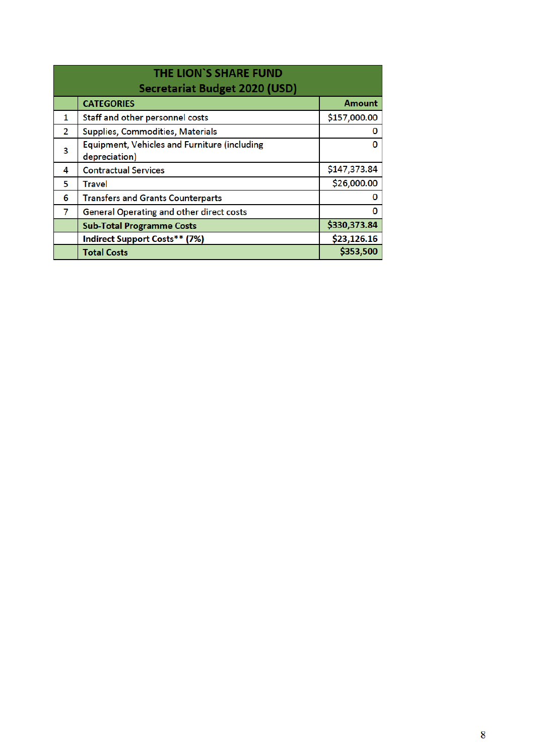| THE LION`S SHARE FUND<br>Secretariat Budget 2020 (USD) | | |
|---|---|---|
| | **CATEGORIES** | **Amount** |
| 1 | Staff and other personnel costs | $157,000.00 |
| 2 | Supplies, Commodities, Materials | 0 |
| 3 | Equipment, Vehicles and Furniture (including depreciation) | 0 |
| 4 | Contractual Services | $147,373.84 |
| 5 | Travel | $26,000.00 |
| 6 | Transfers and Grants Counterparts | 0 |
| 7 | General Operating and other direct costs | 0 |
| | **Sub-Total Programme Costs** | **$330,373.84** |
| | **Indirect Support Costs** (7%)** | **$23,126.16** |
| | **Total Costs** | **$353,500** |